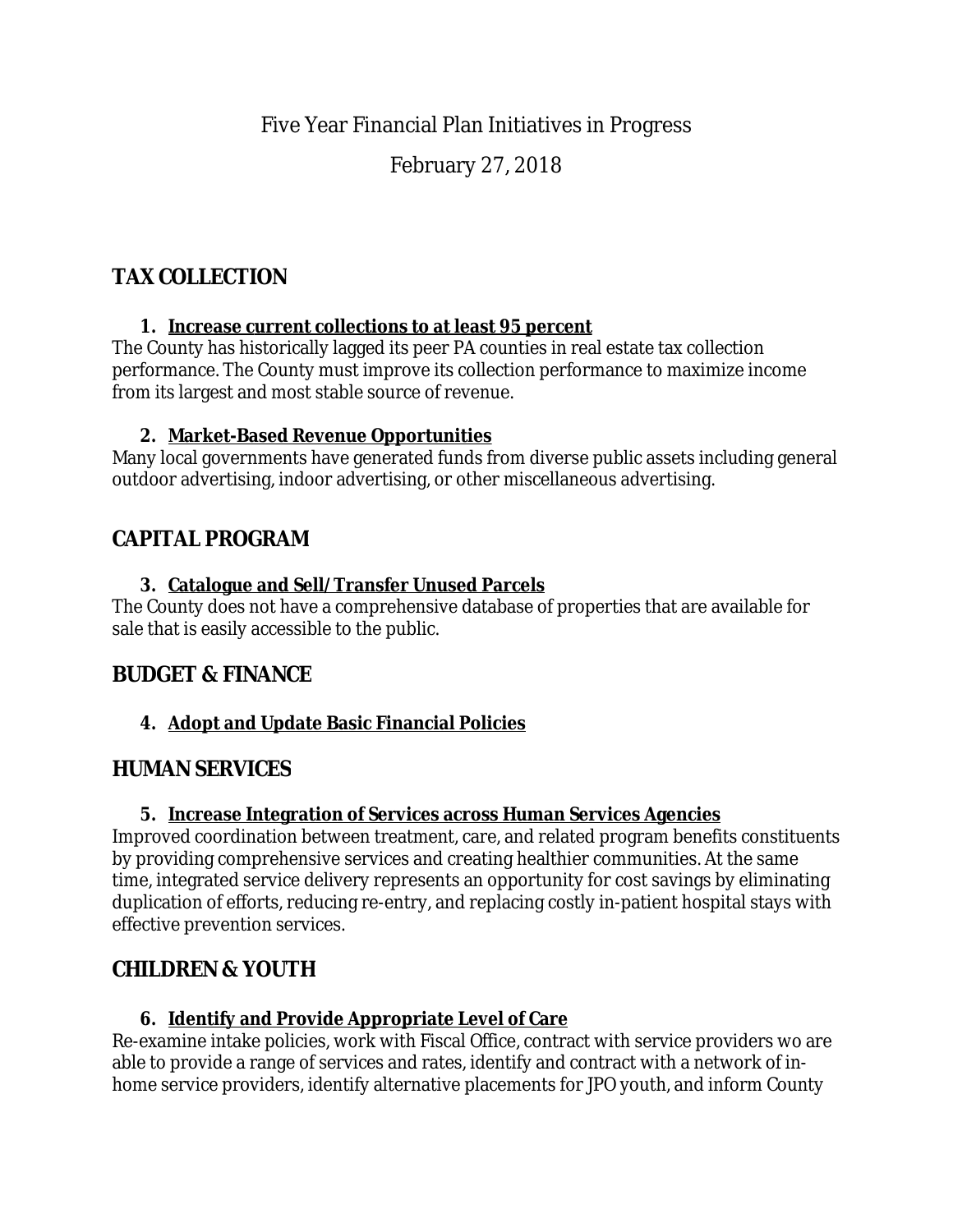Five Year Financial Plan Initiatives in Progress

February 27, 2018

## TAX COLLECTION

### 1. <u>Increase current collections to at least 95 percent</u>

The County has historically lagged its peer PA counties in real estate tax collection performance. The County must improve its collection performance to maximize income from its largest and most stable source of revenue.

### 2. <u>Market-Based Revenue Opportunities</u>

Many local governments have generated funds from diverse public assets including general outdoor advertising, indoor advertising, or other miscellaneous advertising.

## CAPITAL PROGRAM

### 3. <u>Catalogue and Sell/Transfer Unused Parcels</u>

The County does not have a comprehensive database of properties that are available for sale that is easily accessible to the public.

## BUDGET & FINANCE

### 4. <u>Adopt and Update Basic Financial Policies</u>

## HUMAN SERVICES

### 5. <u>Increase Integration of Services across Human Services Agencies</u>

Improved coordination between treatment, care, and related program benefits constituents by providing comprehensive services and creating healthier communities. At the same time, integrated service delivery represents an opportunity for cost savings by eliminating duplication of efforts, reducing re-entry, and replacing costly in-patient hospital stays with effective prevention services.

## CHILDREN & YOUTH

### 6. <u>Identify and Provide Appropriate Level of Care</u>

Re-examine intake policies, work with Fiscal Office, contract with service providers wo are able to provide a range of services and rates, identify and contract with a network of in-home service providers, identify alternative placements for JPO youth, and inform County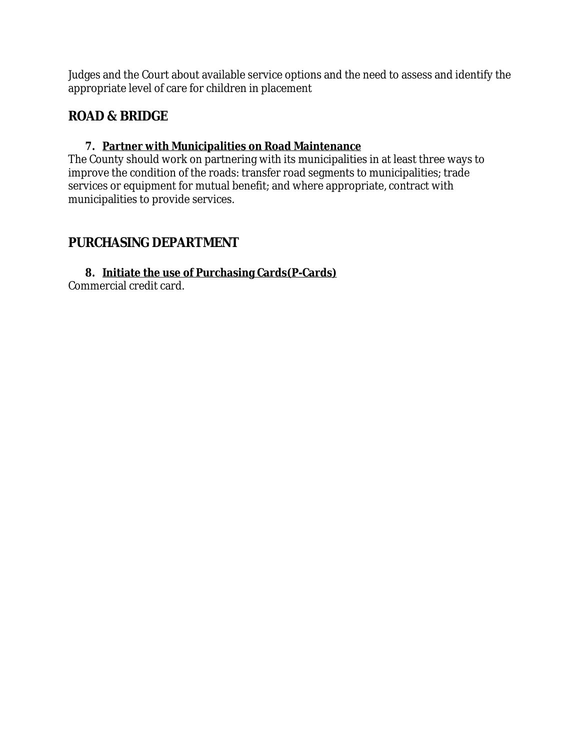Judges and the Court about available service options and the need to assess and identify the appropriate level of care for children in placement

## ROAD & BRIDGE

7. **Partner with Municipalities on Road Maintenance**

The County should work on partnering with its municipalities in at least three ways to improve the condition of the roads: transfer road segments to municipalities; trade services or equipment for mutual benefit; and where appropriate, contract with municipalities to provide services.

## PURCHASING DEPARTMENT

8. **Initiate the use of Purchasing Cards(P-Cards)**

Commercial credit card.